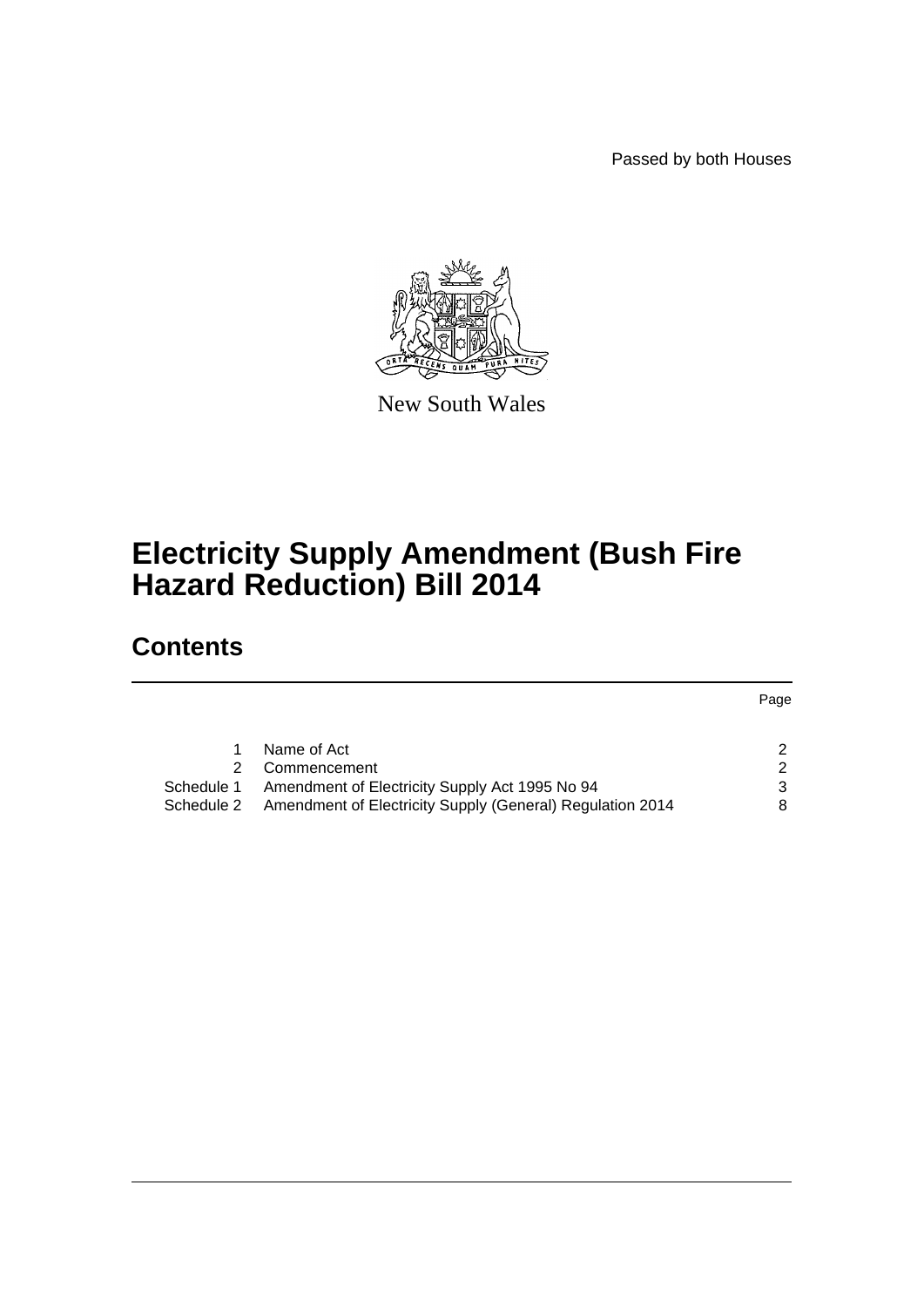Passed by both Houses

New South Wales

# Electricity Supply Amendment (Bush Fire Hazard Reduction) Bill 2014

## Contents

| | | Page |
|---|---|---|
| 1 | Name of Act | 2 |
| 2 | Commencement | 2 |
| Schedule 1 | Amendment of Electricity Supply Act 1995 No 94 | 3 |
| Schedule 2 | Amendment of Electricity Supply (General) Regulation 2014 | 8 |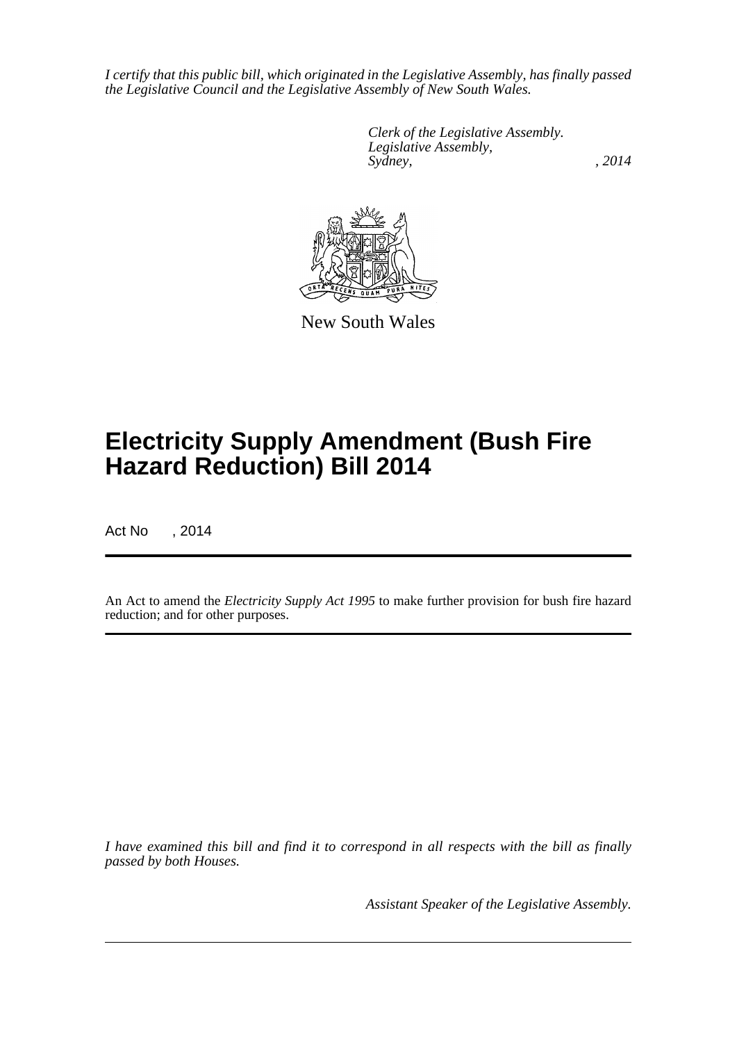*I certify that this public bill, which originated in the Legislative Assembly, has finally passed the Legislative Council and the Legislative Assembly of New South Wales.*

*Clerk of the Legislative Assembly.*
*Legislative Assembly,*
*Sydney, , 2014*

New South Wales

# Electricity Supply Amendment (Bush Fire Hazard Reduction) Bill 2014

Act No , 2014

An Act to amend the *Electricity Supply Act 1995* to make further provision for bush fire hazard reduction; and for other purposes.

*I have examined this bill and find it to correspond in all respects with the bill as finally passed by both Houses.*

*Assistant Speaker of the Legislative Assembly.*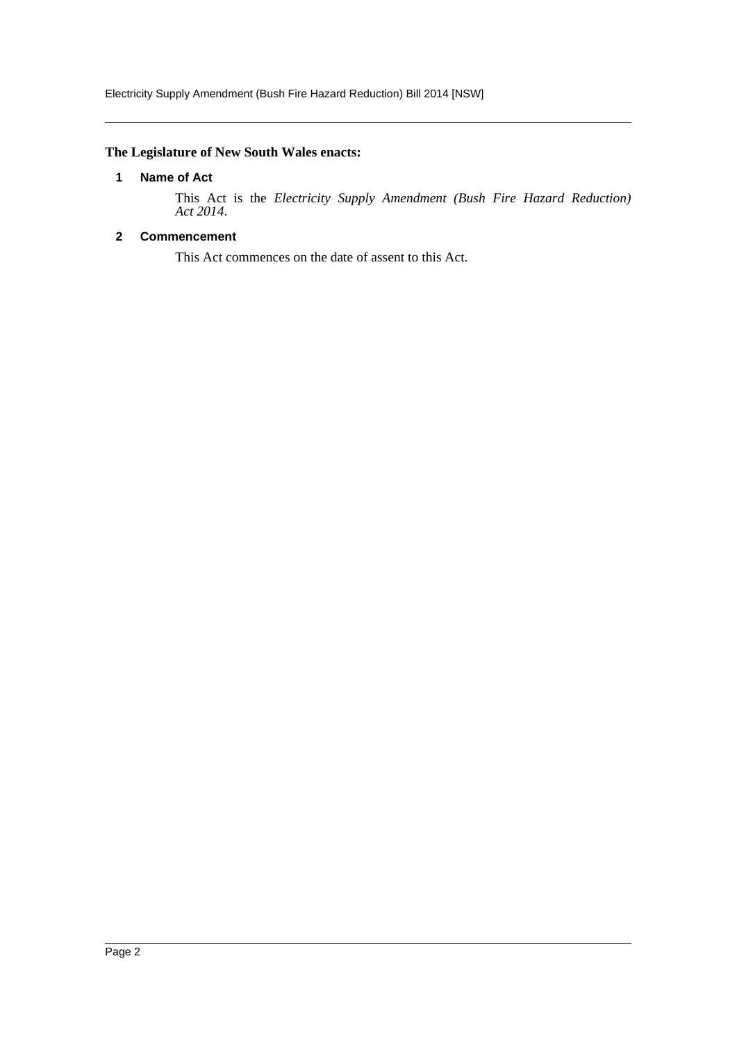**The Legislature of New South Wales enacts:**

### 1 Name of Act

This Act is the *Electricity Supply Amendment (Bush Fire Hazard Reduction) Act 2014*.

### 2 Commencement

This Act commences on the date of assent to this Act.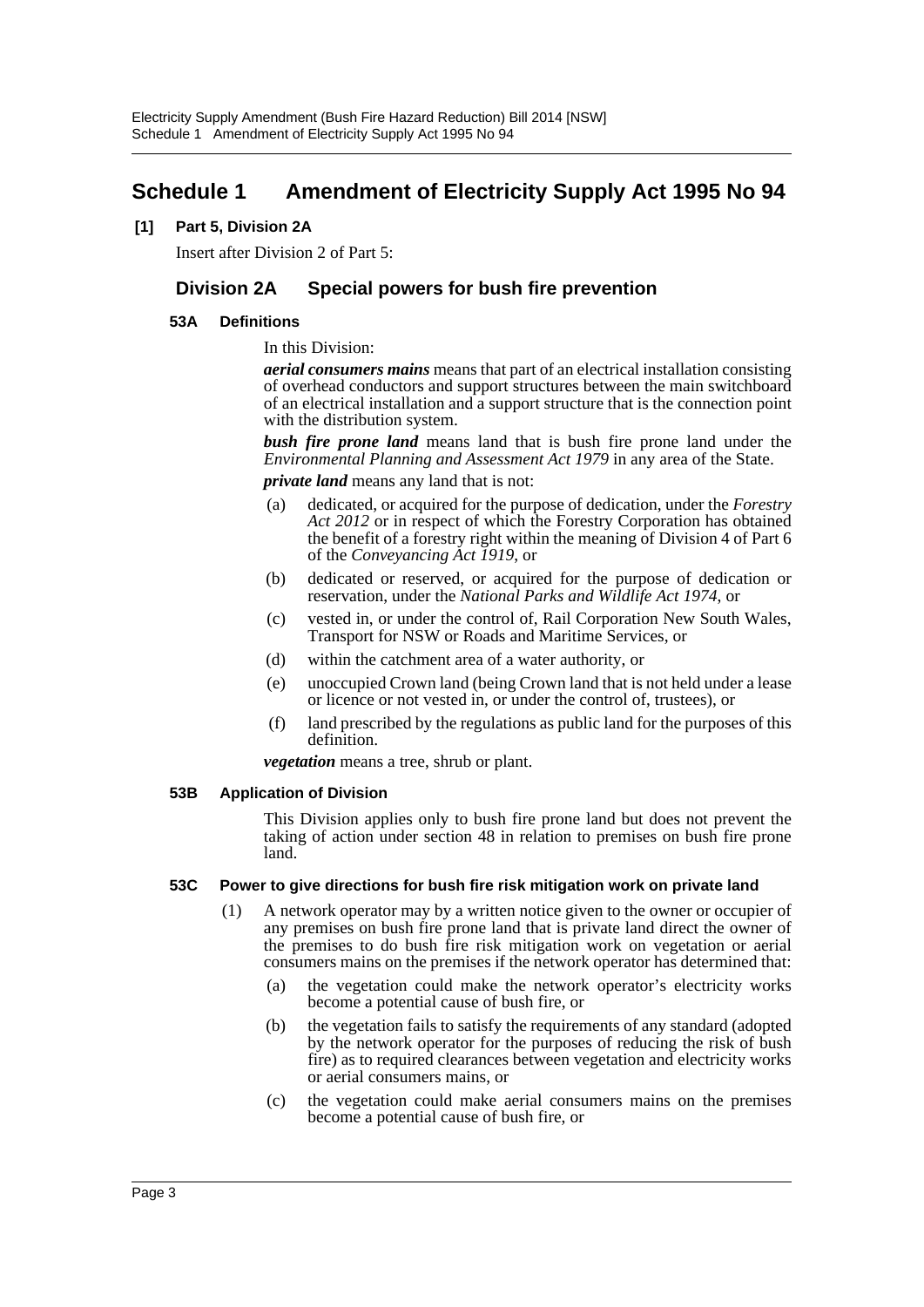# Schedule 1 Amendment of Electricity Supply Act 1995 No 94

**[1] Part 5, Division 2A**

Insert after Division 2 of Part 5:

## Division 2A Special powers for bush fire prevention

### 53A Definitions

In this Division:

***aerial consumers mains*** means that part of an electrical installation consisting of overhead conductors and support structures between the main switchboard of an electrical installation and a support structure that is the connection point with the distribution system.

***bush fire prone land*** means land that is bush fire prone land under the *Environmental Planning and Assessment Act 1979* in any area of the State.

***private land*** means any land that is not:

(a) dedicated, or acquired for the purpose of dedication, under the *Forestry Act 2012* or in respect of which the Forestry Corporation has obtained the benefit of a forestry right within the meaning of Division 4 of Part 6 of the *Conveyancing Act 1919*, or

(b) dedicated or reserved, or acquired for the purpose of dedication or reservation, under the *National Parks and Wildlife Act 1974*, or

(c) vested in, or under the control of, Rail Corporation New South Wales, Transport for NSW or Roads and Maritime Services, or

(d) within the catchment area of a water authority, or

(e) unoccupied Crown land (being Crown land that is not held under a lease or licence or not vested in, or under the control of, trustees), or

(f) land prescribed by the regulations as public land for the purposes of this definition.

***vegetation*** means a tree, shrub or plant.

### 53B Application of Division

This Division applies only to bush fire prone land but does not prevent the taking of action under section 48 in relation to premises on bush fire prone land.

### 53C Power to give directions for bush fire risk mitigation work on private land

(1) A network operator may by a written notice given to the owner or occupier of any premises on bush fire prone land that is private land direct the owner of the premises to do bush fire risk mitigation work on vegetation or aerial consumers mains on the premises if the network operator has determined that:

(a) the vegetation could make the network operator's electricity works become a potential cause of bush fire, or

(b) the vegetation fails to satisfy the requirements of any standard (adopted by the network operator for the purposes of reducing the risk of bush fire) as to required clearances between vegetation and electricity works or aerial consumers mains, or

(c) the vegetation could make aerial consumers mains on the premises become a potential cause of bush fire, or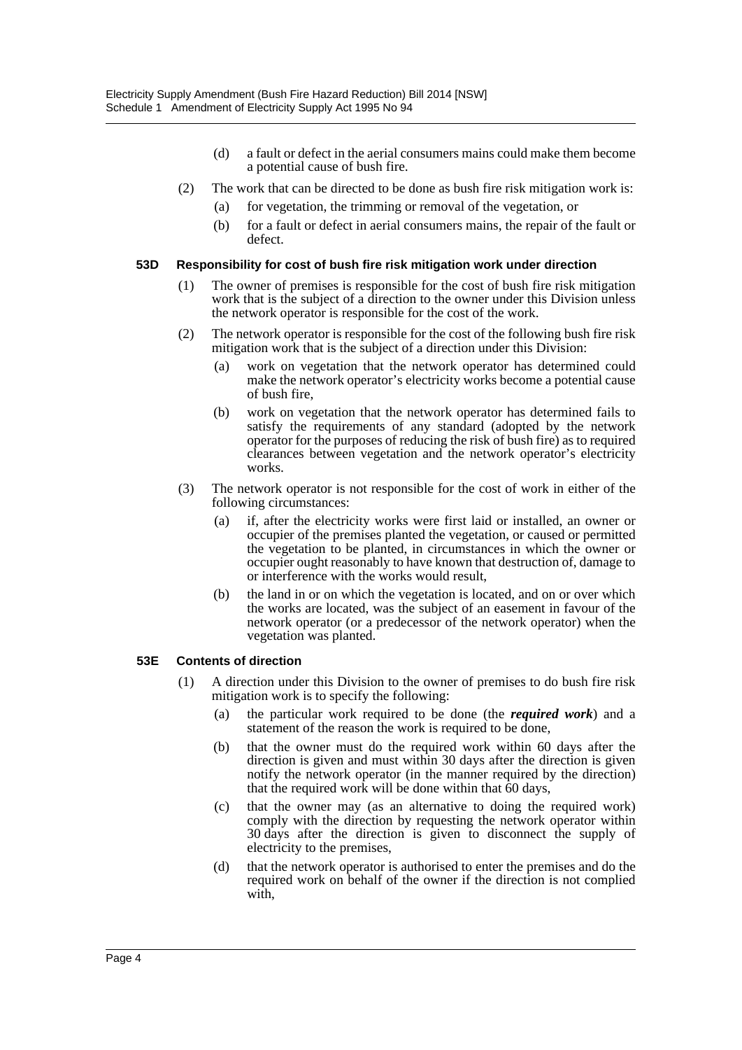(d) a fault or defect in the aerial consumers mains could make them become a potential cause of bush fire.

(2) The work that can be directed to be done as bush fire risk mitigation work is:

(a) for vegetation, the trimming or removal of the vegetation, or

(b) for a fault or defect in aerial consumers mains, the repair of the fault or defect.

**53D Responsibility for cost of bush fire risk mitigation work under direction**

(1) The owner of premises is responsible for the cost of bush fire risk mitigation work that is the subject of a direction to the owner under this Division unless the network operator is responsible for the cost of the work.

(2) The network operator is responsible for the cost of the following bush fire risk mitigation work that is the subject of a direction under this Division:

(a) work on vegetation that the network operator has determined could make the network operator's electricity works become a potential cause of bush fire,

(b) work on vegetation that the network operator has determined fails to satisfy the requirements of any standard (adopted by the network operator for the purposes of reducing the risk of bush fire) as to required clearances between vegetation and the network operator's electricity works.

(3) The network operator is not responsible for the cost of work in either of the following circumstances:

(a) if, after the electricity works were first laid or installed, an owner or occupier of the premises planted the vegetation, or caused or permitted the vegetation to be planted, in circumstances in which the owner or occupier ought reasonably to have known that destruction of, damage to or interference with the works would result,

(b) the land in or on which the vegetation is located, and on or over which the works are located, was the subject of an easement in favour of the network operator (or a predecessor of the network operator) when the vegetation was planted.

**53E Contents of direction**

(1) A direction under this Division to the owner of premises to do bush fire risk mitigation work is to specify the following:

(a) the particular work required to be done (the ***required work***) and a statement of the reason the work is required to be done,

(b) that the owner must do the required work within 60 days after the direction is given and must within 30 days after the direction is given notify the network operator (in the manner required by the direction) that the required work will be done within that 60 days,

(c) that the owner may (as an alternative to doing the required work) comply with the direction by requesting the network operator within 30 days after the direction is given to disconnect the supply of electricity to the premises,

(d) that the network operator is authorised to enter the premises and do the required work on behalf of the owner if the direction is not complied with,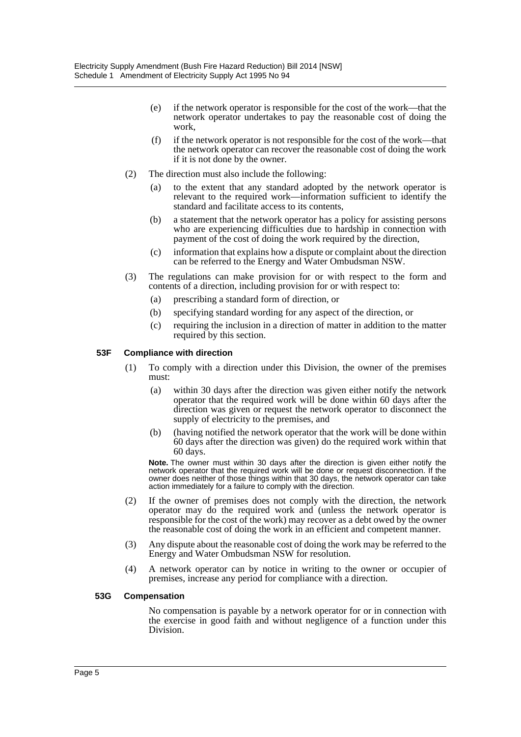(e) if the network operator is responsible for the cost of the work—that the network operator undertakes to pay the reasonable cost of doing the work,

(f) if the network operator is not responsible for the cost of the work—that the network operator can recover the reasonable cost of doing the work if it is not done by the owner.

(2) The direction must also include the following:

(a) to the extent that any standard adopted by the network operator is relevant to the required work—information sufficient to identify the standard and facilitate access to its contents,

(b) a statement that the network operator has a policy for assisting persons who are experiencing difficulties due to hardship in connection with payment of the cost of doing the work required by the direction,

(c) information that explains how a dispute or complaint about the direction can be referred to the Energy and Water Ombudsman NSW.

(3) The regulations can make provision for or with respect to the form and contents of a direction, including provision for or with respect to:

(a) prescribing a standard form of direction, or

(b) specifying standard wording for any aspect of the direction, or

(c) requiring the inclusion in a direction of matter in addition to the matter required by this section.

**53F Compliance with direction**

(1) To comply with a direction under this Division, the owner of the premises must:

(a) within 30 days after the direction was given either notify the network operator that the required work will be done within 60 days after the direction was given or request the network operator to disconnect the supply of electricity to the premises, and

(b) (having notified the network operator that the work will be done within 60 days after the direction was given) do the required work within that 60 days.

**Note.** The owner must within 30 days after the direction is given either notify the network operator that the required work will be done or request disconnection. If the owner does neither of those things within that 30 days, the network operator can take action immediately for a failure to comply with the direction.

(2) If the owner of premises does not comply with the direction, the network operator may do the required work and (unless the network operator is responsible for the cost of the work) may recover as a debt owed by the owner the reasonable cost of doing the work in an efficient and competent manner.

(3) Any dispute about the reasonable cost of doing the work may be referred to the Energy and Water Ombudsman NSW for resolution.

(4) A network operator can by notice in writing to the owner or occupier of premises, increase any period for compliance with a direction.

**53G Compensation**

No compensation is payable by a network operator for or in connection with the exercise in good faith and without negligence of a function under this Division.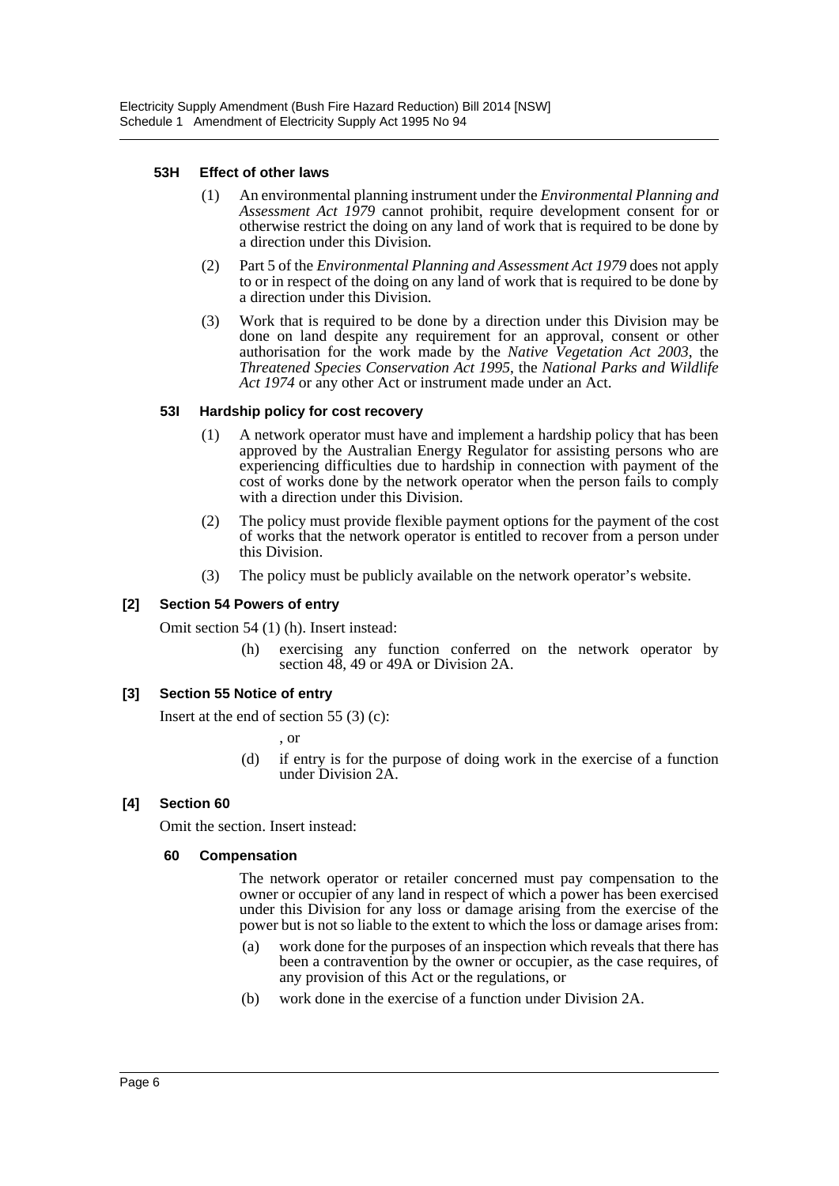#### 53H Effect of other laws

(1) An environmental planning instrument under the *Environmental Planning and Assessment Act 1979* cannot prohibit, require development consent for or otherwise restrict the doing on any land of work that is required to be done by a direction under this Division.

(2) Part 5 of the *Environmental Planning and Assessment Act 1979* does not apply to or in respect of the doing on any land of work that is required to be done by a direction under this Division.

(3) Work that is required to be done by a direction under this Division may be done on land despite any requirement for an approval, consent or other authorisation for the work made by the *Native Vegetation Act 2003*, the *Threatened Species Conservation Act 1995*, the *National Parks and Wildlife Act 1974* or any other Act or instrument made under an Act.

#### 53I Hardship policy for cost recovery

(1) A network operator must have and implement a hardship policy that has been approved by the Australian Energy Regulator for assisting persons who are experiencing difficulties due to hardship in connection with payment of the cost of works done by the network operator when the person fails to comply with a direction under this Division.

(2) The policy must provide flexible payment options for the payment of the cost of works that the network operator is entitled to recover from a person under this Division.

(3) The policy must be publicly available on the network operator's website.

### [2] Section 54 Powers of entry

Omit section 54 (1) (h). Insert instead:

(h) exercising any function conferred on the network operator by section 48, 49 or 49A or Division 2A.

### [3] Section 55 Notice of entry

Insert at the end of section 55 (3) (c):

, or

(d) if entry is for the purpose of doing work in the exercise of a function under Division 2A.

### [4] Section 60

Omit the section. Insert instead:

#### 60 Compensation

The network operator or retailer concerned must pay compensation to the owner or occupier of any land in respect of which a power has been exercised under this Division for any loss or damage arising from the exercise of the power but is not so liable to the extent to which the loss or damage arises from:

(a) work done for the purposes of an inspection which reveals that there has been a contravention by the owner or occupier, as the case requires, of any provision of this Act or the regulations, or

(b) work done in the exercise of a function under Division 2A.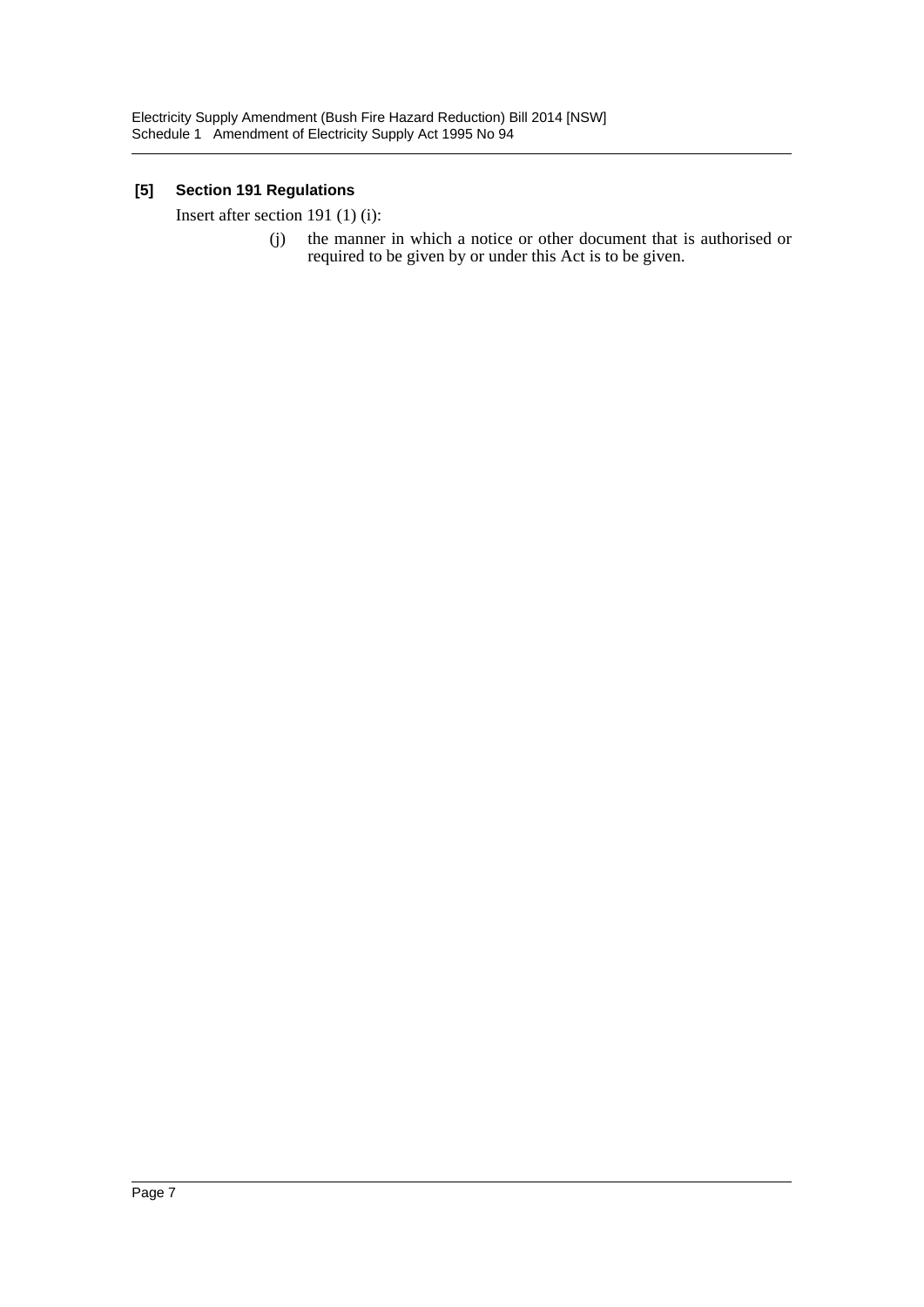### [5] Section 191 Regulations

Insert after section 191 (1) (i):

> (j) the manner in which a notice or other document that is authorised or required to be given by or under this Act is to be given.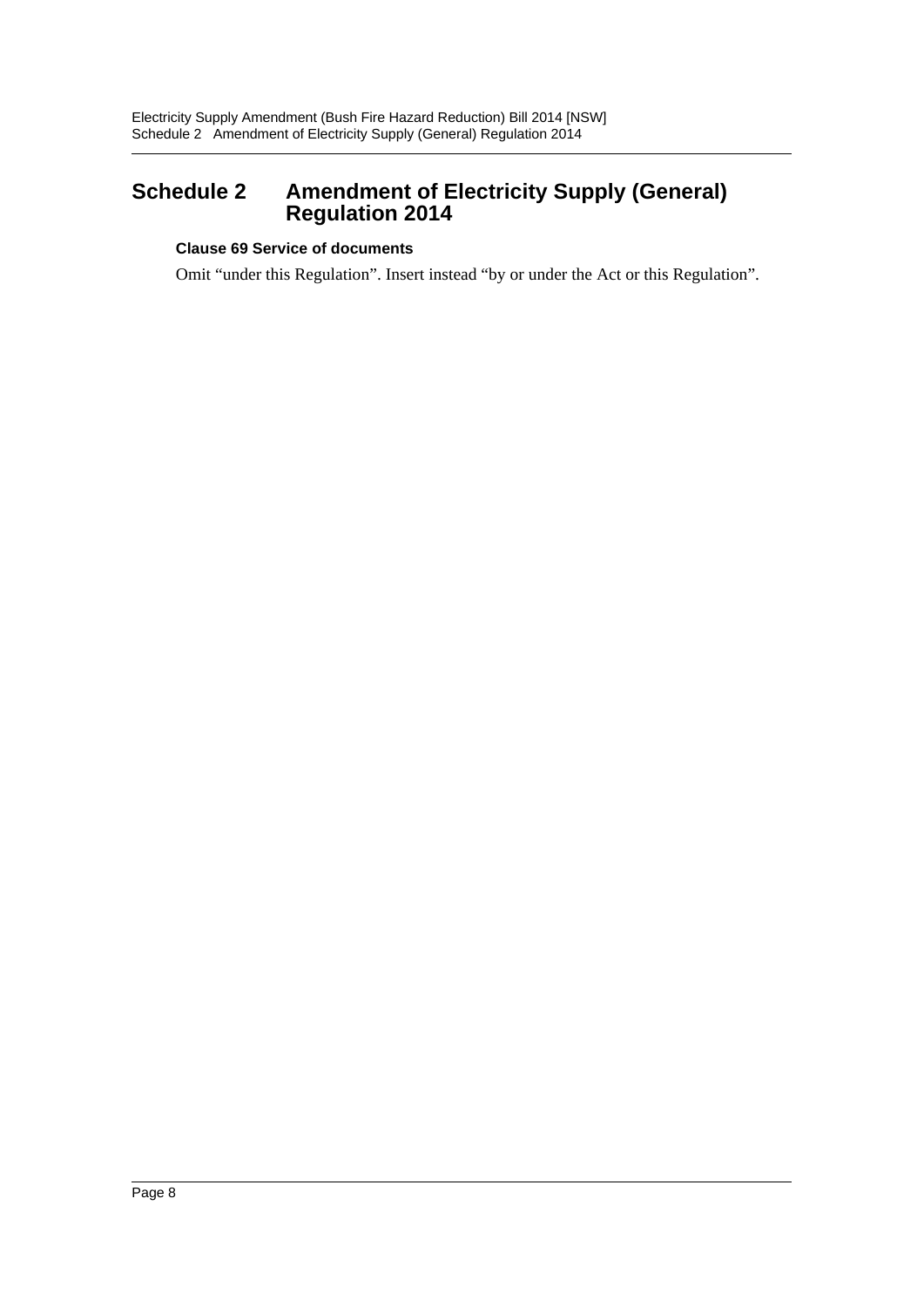# Schedule 2 Amendment of Electricity Supply (General) Regulation 2014

**Clause 69 Service of documents**

Omit "under this Regulation". Insert instead "by or under the Act or this Regulation".